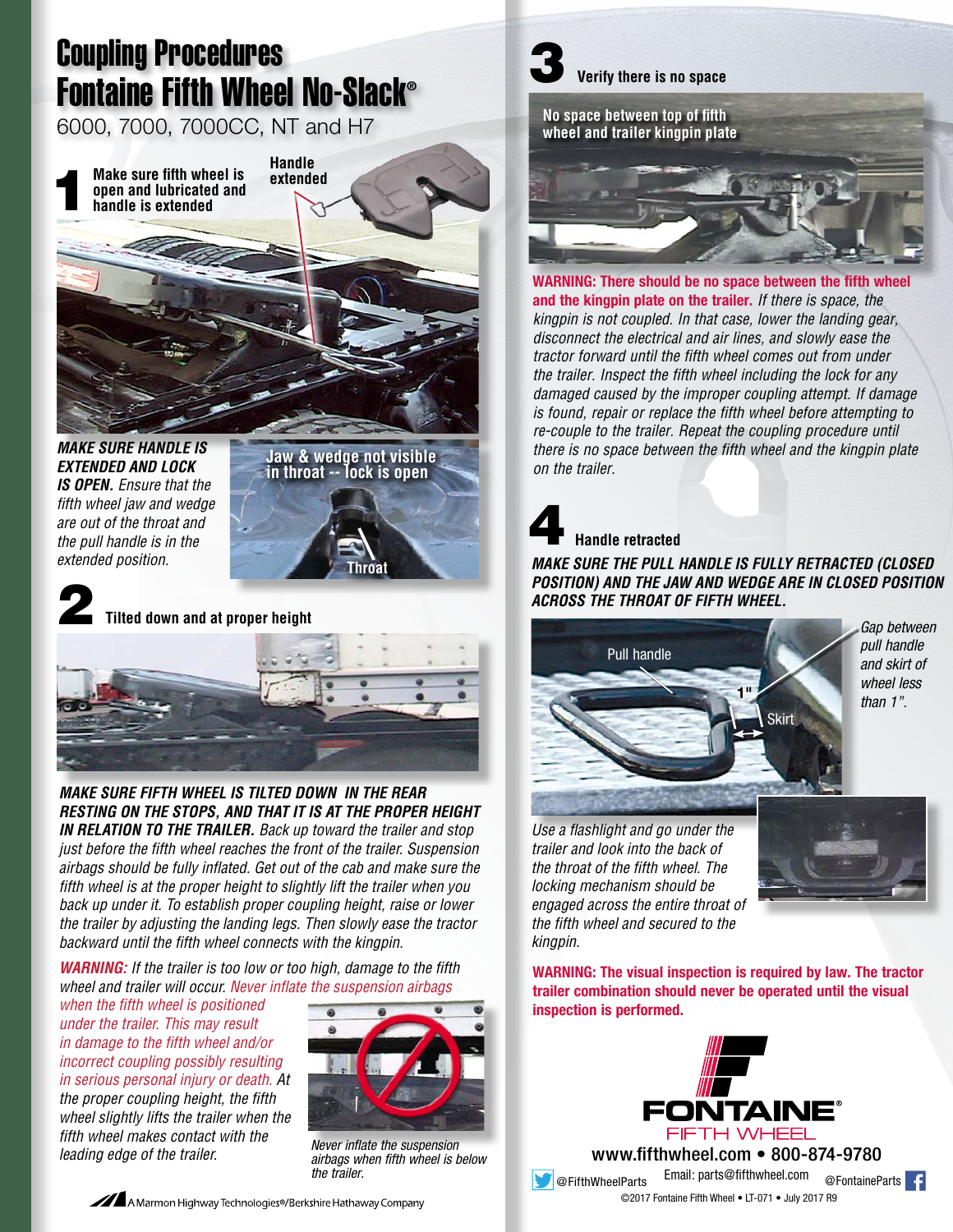# Coupling Procedures
# Fontaine Fifth Wheel No-Slack®

6000, 7000, 7000CC, NT and H7

## 1 Make sure fifth wheel is open and lubricated and handle is extended

Handle extended

***MAKE SURE HANDLE IS EXTENDED AND LOCK IS OPEN.*** *Ensure that the fifth wheel jaw and wedge are out of the throat and the pull handle is in the extended position.*

Jaw & wedge not visible in throat -- lock is open

Throat

## 2 Tilted down and at proper height

***MAKE SURE FIFTH WHEEL IS TILTED DOWN IN THE REAR RESTING ON THE STOPS, AND THAT IT IS AT THE PROPER HEIGHT IN RELATION TO THE TRAILER.*** *Back up toward the trailer and stop just before the fifth wheel reaches the front of the trailer. Suspension airbags should be fully inflated. Get out of the cab and make sure the fifth wheel is at the proper height to slightly lift the trailer when you back up under it. To establish proper coupling height, raise or lower the trailer by adjusting the landing legs. Then slowly ease the tractor backward until the fifth wheel connects with the kingpin.*

***WARNING:*** *If the trailer is too low or too high, damage to the fifth wheel and trailer will occur. Never inflate the suspension airbags when the fifth wheel is positioned under the trailer. This may result in damage to the fifth wheel and/or incorrect coupling possibly resulting in serious personal injury or death. At the proper coupling height, the fifth wheel slightly lifts the trailer when the fifth wheel makes contact with the leading edge of the trailer.*

*Never inflate the suspension airbags when fifth wheel is below the trailer.*

## 3 Verify there is no space

No space between top of fifth wheel and trailer kingpin plate

**WARNING: There should be no space between the fifth wheel and the kingpin plate on the trailer.** *If there is space, the kingpin is not coupled. In that case, lower the landing gear, disconnect the electrical and air lines, and slowly ease the tractor forward until the fifth wheel comes out from under the trailer. Inspect the fifth wheel including the lock for any damaged caused by the improper coupling attempt. If damage is found, repair or replace the fifth wheel before attempting to re-couple to the trailer. Repeat the coupling procedure until there is no space between the fifth wheel and the kingpin plate on the trailer.*

## 4 Handle retracted

***MAKE SURE THE PULL HANDLE IS FULLY RETRACTED (CLOSED POSITION) AND THE JAW AND WEDGE ARE IN CLOSED POSITION ACROSS THE THROAT OF FIFTH WHEEL.***

Pull handle

1"

Skirt

*Gap between pull handle and skirt of wheel less than 1".*

*Use a flashlight and go under the trailer and look into the back of the throat of the fifth wheel. The locking mechanism should be engaged across the entire throat of the fifth wheel and secured to the kingpin.*

**WARNING: The visual inspection is required by law. The tractor trailer combination should never be operated until the visual inspection is performed.**

FONTAINE® FIFTH WHEEL

www.fifthwheel.com • 800-874-9780

@FifthWheelParts Email: parts@fifthwheel.com @FontaineParts

©2017 Fontaine Fifth Wheel • LT-071 • July 2017 R9

A Marmon Highway Technologies®/Berkshire Hathaway Company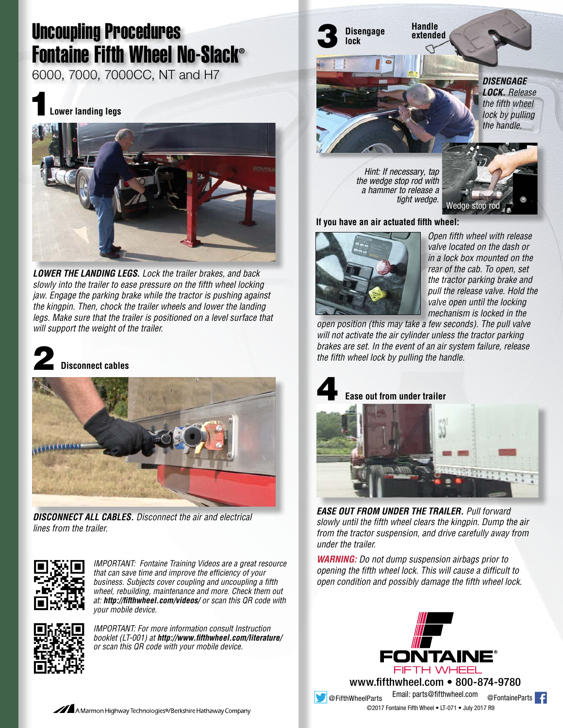# Uncoupling Procedures Fontaine Fifth Wheel No-Slack®

6000, 7000, 7000CC, NT and H7

## 1 Lower landing legs

***LOWER THE LANDING LEGS.*** *Lock the trailer brakes, and back slowly into the trailer to ease pressure on the fifth wheel locking jaw. Engage the parking brake while the tractor is pushing against the kingpin. Then, chock the trailer wheels and lower the landing legs. Make sure that the trailer is positioned on a level surface that will support the weight of the trailer.*

## 2 Disconnect cables

***DISCONNECT ALL CABLES.*** *Disconnect the air and electrical lines from the trailer.*

*IMPORTANT: Fontaine Training Videos are a great resource that can save time and improve the efficiency of your business. Subjects cover coupling and uncoupling a fifth wheel, rebuilding, maintenance and more. Check them out at:* ***http://fifthwheel.com/videos/*** *or scan this QR code with your mobile device.*

*IMPORTANT: For more information consult Instruction booklet (LT-001) at* ***http://www.fifthwheel.com/literature/*** *or scan this QR code with your mobile device.*

## 3 Disengage lock

Handle extended

***DISENGAGE LOCK.*** *Release the fifth wheel lock by pulling the handle.*

*Hint: If necessary, tap the wedge stop rod with a hammer to release a tight wedge.*

Wedge stop rod

**If you have an air actuated fifth wheel:**

*Open fifth wheel with release valve located on the dash or in a lock box mounted on the rear of the cab. To open, set the tractor parking brake and pull the release valve. Hold the valve open until the locking mechanism is locked in the open position (this may take a few seconds). The pull valve will not activate the air cylinder unless the tractor parking brakes are set. In the event of an air system failure, release the fifth wheel lock by pulling the handle.*

## 4 Ease out from under trailer

***EASE OUT FROM UNDER THE TRAILER.*** *Pull forward slowly until the fifth wheel clears the kingpin. Dump the air from the tractor suspension, and drive carefully away from under the trailer.*

***WARNING:*** *Do not dump suspension airbags prior to opening the fifth wheel lock. This will cause a difficult to open condition and possibly damage the fifth wheel lock.*

FONTAINE® FIFTH WHEEL

www.fifthwheel.com • 800-874-9780

@FifthWheelParts  Email: parts@fifthwheel.com  @FontaineParts

©2017 Fontaine Fifth Wheel • LT-071 • July 2017 R9

A Marmon Highway Technologies®/Berkshire Hathaway Company